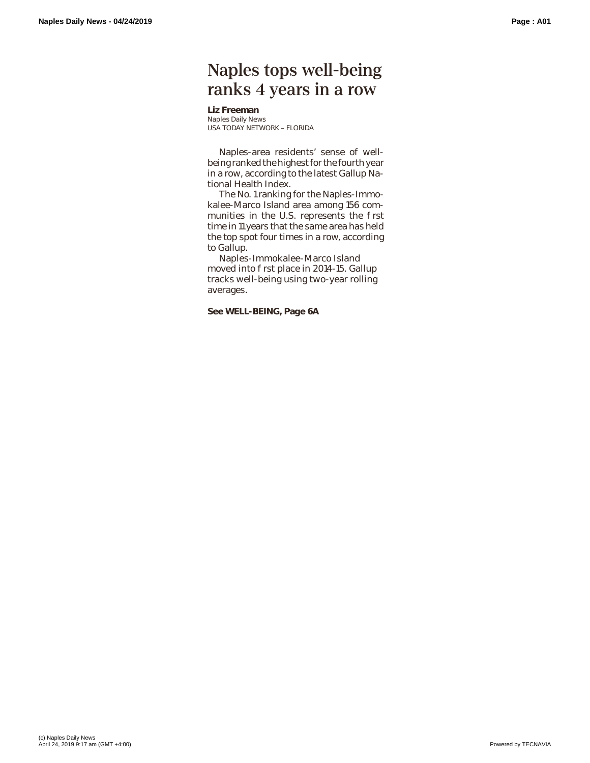# Naples tops well-being ranks 4 years in a row

**Liz Freeman**
Naples Daily News
USA TODAY NETWORK – FLORIDA

Naples-area residents' sense of well-being ranked the highest for the fourth year in a row, according to the latest Gallup National Health Index.

The No. 1 ranking for the Naples-Immokalee-Marco Island area among 156 communities in the U.S. represents the first time in 11 years that the same area has held the top spot four times in a row, according to Gallup.

Naples-Immokalee-Marco Island moved into first place in 2014-15. Gallup tracks well-being using two-year rolling averages.

**See WELL-BEING, Page 6A**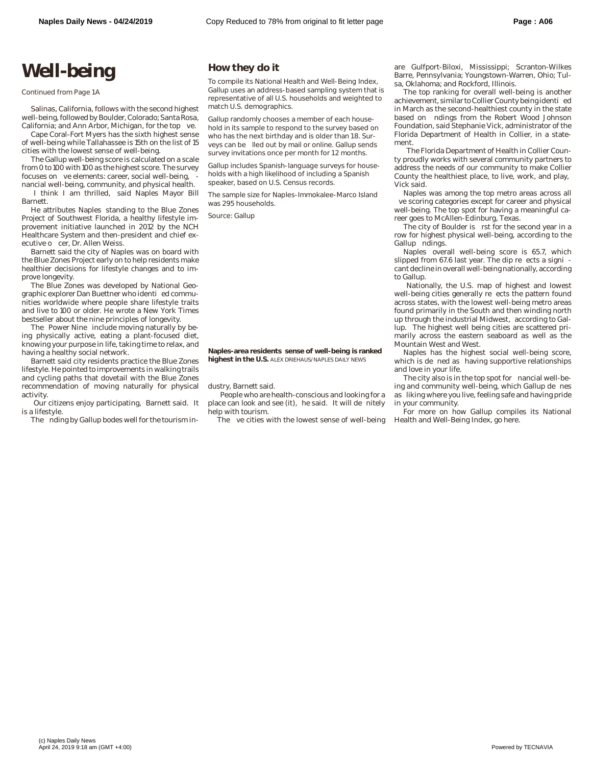# Well-being

Continued from Page 1A

Salinas, California, follows with the second highest well-being, followed by Boulder, Colorado; Santa Rosa, California; and Ann Arbor, Michigan, for the top ve.

Cape Coral-Fort Myers has the sixth highest sense of well-being while Tallahassee is 15th on the list of 15 cities with the lowest sense of well-being.

The Gallup well-being score is calculated on a scale from 0 to 100 with 100 as the highest score. The survey focuses on ve elements: career, social well-being, nancial well-being, community, and physical health.

I think I am thrilled, said Naples Mayor Bill Barnett.

He attributes Naples standing to the Blue Zones Project of Southwest Florida, a healthy lifestyle improvement initiative launched in 2012 by the NCH Healthcare System and then-president and chief executive o cer, Dr. Allen Weiss.

Barnett said the city of Naples was on board with the Blue Zones Project early on to help residents make healthier decisions for lifestyle changes and to improve longevity.

The Blue Zones was developed by National Geographic explorer Dan Buettner who identi ed communities worldwide where people share lifestyle traits and live to 100 or older. He wrote a New York Times bestseller about the nine principles of longevity.

The Power Nine include moving naturally by being physically active, eating a plant-focused diet, knowing your purpose in life, taking time to relax, and having a healthy social network.

Barnett said city residents practice the Blue Zones lifestyle. He pointed to improvements in walking trails and cycling paths that dovetail with the Blue Zones recommendation of moving naturally for physical activity.

Our citizens enjoy participating, Barnett said. It is a lifestyle.

The nding by Gallup bodes well for the tourism industry, Barnett said.

People who are health-conscious and looking for a place can look and see (it), he said. It will de nitely help with tourism.

The ve cities with the lowest sense of well-being are Gulfport-Biloxi, Mississippi; Scranton-Wilkes Barre, Pennsylvania; Youngstown-Warren, Ohio; Tulsa, Oklahoma; and Rockford, Illinois.

The top ranking for overall well-being is another achievement, similar to Collier County being identi ed in March as the second-healthiest county in the state based on ndings from the Robert Wood Johnson Foundation, said Stephanie Vick, administrator of the Florida Department of Health in Collier, in a statement.

The Florida Department of Health in Collier County proudly works with several community partners to address the needs of our community to make Collier County the healthiest place, to live, work, and play, Vick said.

Naples was among the top metro areas across all ve scoring categories except for career and physical well-being. The top spot for having a meaningful career goes to McAllen-Edinburg, Texas.

The city of Boulder is rst for the second year in a row for highest physical well-being, according to the Gallup ndings.

Naples overall well-being score is 65.7, which slipped from 67.6 last year. The dip re ects a signi cant decline in overall well-being nationally, according to Gallup.

Nationally, the U.S. map of highest and lowest well-being cities generally re ects the pattern found across states, with the lowest well-being metro areas found primarily in the South and then winding north up through the industrial Midwest, according to Gallup. The highest well being cities are scattered primarily across the eastern seaboard as well as the Mountain West and West.

Naples has the highest social well-being score, which is de ned as having supportive relationships and love in your life.

The city also is in the top spot for nancial well-being and community well-being, which Gallup de nes as liking where you live, feeling safe and having pride in your community.

For more on how Gallup compiles its National Health and Well-Being Index, go here.

## How they do it

To compile its National Health and Well-Being Index, Gallup uses an address-based sampling system that is representative of all U.S. households and weighted to match U.S. demographics.

Gallup randomly chooses a member of each household in its sample to respond to the survey based on who has the next birthday and is older than 18. Surveys can be lled out by mail or online. Gallup sends survey invitations once per month for 12 months.

Gallup includes Spanish-language surveys for households with a high likelihood of including a Spanish speaker, based on U.S. Census records.

The sample size for Naples-Immokalee-Marco Island was 295 households.

Source: Gallup

**Naples-area residents sense of well-being is ranked highest in the U.S.** ALEX DRIEHAUS/NAPLES DAILY NEWS